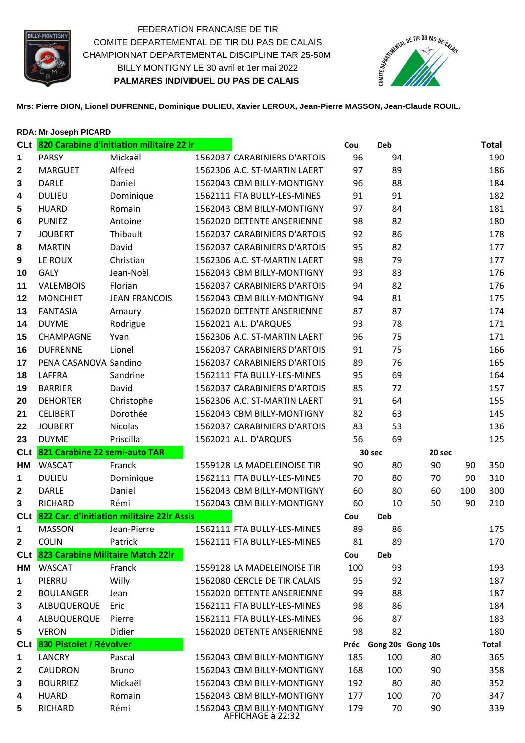FEDERATION FRANCAISE DE TIR

COMITE DEPARTEMENTAL DE TIR DU PAS DE CALAIS

CHAMPIONNAT DEPARTEMENTAL DISCIPLINE TAR 25-50M

BILLY MONTIGNY LE 30 avril et 1er mai 2022

**PALMARES INDIVIDUEL DU PAS DE CALAIS**

**Mrs: Pierre DION, Lionel DUFRENNE, Dominique DULIEU, Xavier LEROUX, Jean-Pierre MASSON, Jean-Claude ROUIL.**

**RDA: Mr Joseph PICARD**

| CLt | 820 Carabine d'initiation militaire 22 lr | | | Cou | Deb | | | Total |
|---|---|---|---|---|---|---|---|---|
| 1 | PARSY | Mickaël | 1562037 CARABINIERS D'ARTOIS | 96 | 94 | | | 190 |
| 2 | MARGUET | Alfred | 1562306 A.C. ST-MARTIN LAERT | 97 | 89 | | | 186 |
| 3 | DARLE | Daniel | 1562043 CBM BILLY-MONTIGNY | 96 | 88 | | | 184 |
| 4 | DULIEU | Dominique | 1562111 FTA BULLY-LES-MINES | 91 | 91 | | | 182 |
| 5 | HUARD | Romain | 1562043 CBM BILLY-MONTIGNY | 97 | 84 | | | 181 |
| 6 | PUNIEZ | Antoine | 1562020 DETENTE ANSERIENNE | 98 | 82 | | | 180 |
| 7 | JOUBERT | Thibault | 1562037 CARABINIERS D'ARTOIS | 92 | 86 | | | 178 |
| 8 | MARTIN | David | 1562037 CARABINIERS D'ARTOIS | 95 | 82 | | | 177 |
| 9 | LE ROUX | Christian | 1562306 A.C. ST-MARTIN LAERT | 98 | 79 | | | 177 |
| 10 | GALY | Jean-Noël | 1562043 CBM BILLY-MONTIGNY | 93 | 83 | | | 176 |
| 11 | VALEMBOIS | Florian | 1562037 CARABINIERS D'ARTOIS | 94 | 82 | | | 176 |
| 12 | MONCHIET | JEAN FRANCOIS | 1562043 CBM BILLY-MONTIGNY | 94 | 81 | | | 175 |
| 13 | FANTASIA | Amaury | 1562020 DETENTE ANSERIENNE | 87 | 87 | | | 174 |
| 14 | DUYME | Rodrigue | 1562021 A.L. D'ARQUES | 93 | 78 | | | 171 |
| 15 | CHAMPAGNE | Yvan | 1562306 A.C. ST-MARTIN LAERT | 96 | 75 | | | 171 |
| 16 | DUFRENNE | Lionel | 1562037 CARABINIERS D'ARTOIS | 91 | 75 | | | 166 |
| 17 | PENA CASANOVA | Sandino | 1562037 CARABINIERS D'ARTOIS | 89 | 76 | | | 165 |
| 18 | LAFFRA | Sandrine | 1562111 FTA BULLY-LES-MINES | 95 | 69 | | | 164 |
| 19 | BARRIER | David | 1562037 CARABINIERS D'ARTOIS | 85 | 72 | | | 157 |
| 20 | DEHORTER | Christophe | 1562306 A.C. ST-MARTIN LAERT | 91 | 64 | | | 155 |
| 21 | CELIBERT | Dorothée | 1562043 CBM BILLY-MONTIGNY | 82 | 63 | | | 145 |
| 22 | JOUBERT | Nicolas | 1562037 CARABINIERS D'ARTOIS | 83 | 53 | | | 136 |
| 23 | DUYME | Priscilla | 1562021 A.L. D'ARQUES | 56 | 69 | | | 125 |
| **CLt** | **821 Carabine 22 semi-auto TAR** | | | **30 sec** | | **20 sec** | | |
| HM | WASCAT | Franck | 1559128 LA MADELEINOISE TIR | 90 | 80 | 90 | 90 | 350 |
| 1 | DULIEU | Dominique | 1562111 FTA BULLY-LES-MINES | 70 | 80 | 70 | 90 | 310 |
| 2 | DARLE | Daniel | 1562043 CBM BILLY-MONTIGNY | 60 | 80 | 60 | 100 | 300 |
| 3 | RICHARD | Rémi | 1562043 CBM BILLY-MONTIGNY | 60 | 10 | 50 | 90 | 210 |
| **CLt** | **822 Car. d'initiation militaire 22lr Assis** | | | **Cou** | **Deb** | | | |
| 1 | MASSON | Jean-Pierre | 1562111 FTA BULLY-LES-MINES | 89 | 86 | | | 175 |
| 2 | COLIN | Patrick | 1562111 FTA BULLY-LES-MINES | 81 | 89 | | | 170 |
| **CLt** | **823 Carabine Militaire Match 22lr** | | | **Cou** | **Deb** | | | |
| HM | WASCAT | Franck | 1559128 LA MADELEINOISE TIR | 100 | 93 | | | 193 |
| 1 | PIERRU | Willy | 1562080 CERCLE DE TIR CALAIS | 95 | 92 | | | 187 |
| 2 | BOULANGER | Jean | 1562020 DETENTE ANSERIENNE | 99 | 88 | | | 187 |
| 3 | ALBUQUERQUE | Eric | 1562111 FTA BULLY-LES-MINES | 98 | 86 | | | 184 |
| 4 | ALBUQUERQUE | Pierre | 1562111 FTA BULLY-LES-MINES | 96 | 87 | | | 183 |
| 5 | VERON | Didier | 1562020 DETENTE ANSERIENNE | 98 | 82 | | | 180 |
| **CLt** | **830 Pistolet / Révolver** | | | **Préc** | **Gong 20s** | **Gong 10s** | | **Total** |
| 1 | LANCRY | Pascal | 1562043 CBM BILLY-MONTIGNY | 185 | 100 | 80 | | 365 |
| 2 | CAUDRON | Bruno | 1562043 CBM BILLY-MONTIGNY | 168 | 100 | 90 | | 358 |
| 3 | BOURRIEZ | Mickaël | 1562043 CBM BILLY-MONTIGNY | 192 | 80 | 80 | | 352 |
| 4 | HUARD | Romain | 1562043 CBM BILLY-MONTIGNY | 177 | 100 | 70 | | 347 |
| 5 | RICHARD | Rémi | 1562043 CBM BILLY-MONTIGNY | 179 | 70 | 90 | | 339 |

AFFICHAGE à 22:32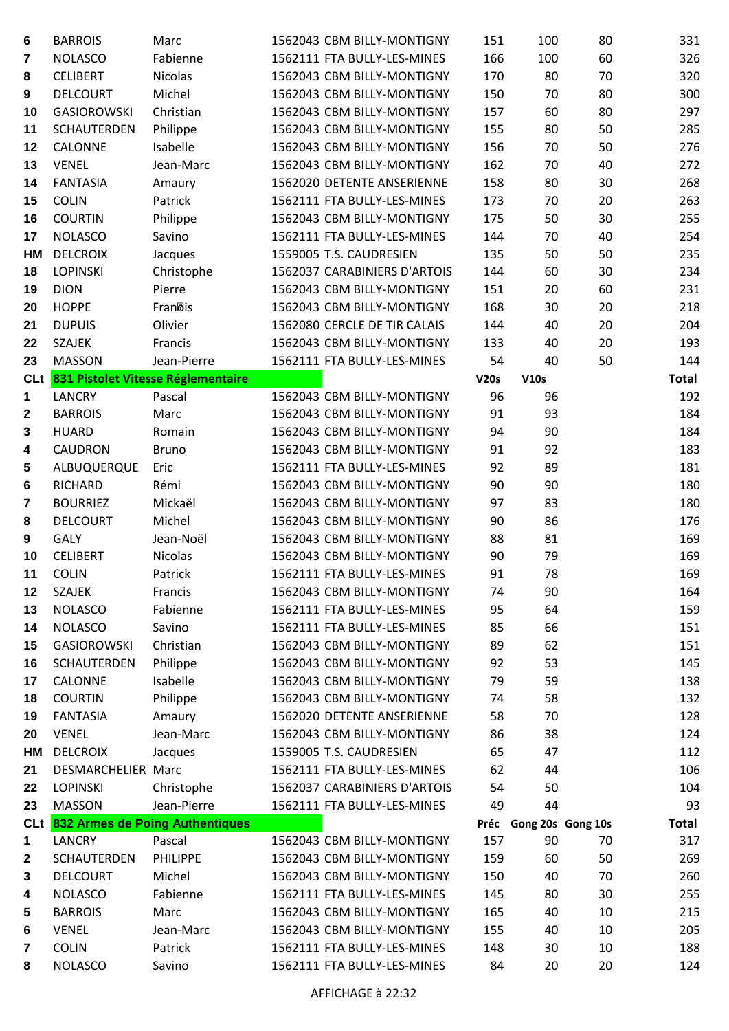| | | | | | | | |
|---|---|---|---|---|---|---|---|
| 6 | BARROIS | Marc | 1562043 CBM BILLY-MONTIGNY | 151 | 100 | 80 | 331 |
| 7 | NOLASCO | Fabienne | 1562111 FTA BULLY-LES-MINES | 166 | 100 | 60 | 326 |
| 8 | CELIBERT | Nicolas | 1562043 CBM BILLY-MONTIGNY | 170 | 80 | 70 | 320 |
| 9 | DELCOURT | Michel | 1562043 CBM BILLY-MONTIGNY | 150 | 70 | 80 | 300 |
| 10 | GASIOROWSKI | Christian | 1562043 CBM BILLY-MONTIGNY | 157 | 60 | 80 | 297 |
| 11 | SCHAUTERDEN | Philippe | 1562043 CBM BILLY-MONTIGNY | 155 | 80 | 50 | 285 |
| 12 | CALONNE | Isabelle | 1562043 CBM BILLY-MONTIGNY | 156 | 70 | 50 | 276 |
| 13 | VENEL | Jean-Marc | 1562043 CBM BILLY-MONTIGNY | 162 | 70 | 40 | 272 |
| 14 | FANTASIA | Amaury | 1562020 DETENTE ANSERIENNE | 158 | 80 | 30 | 268 |
| 15 | COLIN | Patrick | 1562111 FTA BULLY-LES-MINES | 173 | 70 | 20 | 263 |
| 16 | COURTIN | Philippe | 1562043 CBM BILLY-MONTIGNY | 175 | 50 | 30 | 255 |
| 17 | NOLASCO | Savino | 1562111 FTA BULLY-LES-MINES | 144 | 70 | 40 | 254 |
| HM | DELCROIX | Jacques | 1559005 T.S. CAUDRESIEN | 135 | 50 | 50 | 235 |
| 18 | LOPINSKI | Christophe | 1562037 CARABINIERS D'ARTOIS | 144 | 60 | 30 | 234 |
| 19 | DION | Pierre | 1562043 CBM BILLY-MONTIGNY | 151 | 20 | 60 | 231 |
| 20 | HOPPE | Fran�is | 1562043 CBM BILLY-MONTIGNY | 168 | 30 | 20 | 218 |
| 21 | DUPUIS | Olivier | 1562080 CERCLE DE TIR CALAIS | 144 | 40 | 20 | 204 |
| 22 | SZAJEK | Francis | 1562043 CBM BILLY-MONTIGNY | 133 | 40 | 20 | 193 |
| 23 | MASSON | Jean-Pierre | 1562111 FTA BULLY-LES-MINES | 54 | 40 | 50 | 144 |
| **CLt** | **831 Pistolet Vitesse Réglementaire** | | | **V20s** | **V10s** | | **Total** |
| 1 | LANCRY | Pascal | 1562043 CBM BILLY-MONTIGNY | 96 | 96 | | 192 |
| 2 | BARROIS | Marc | 1562043 CBM BILLY-MONTIGNY | 91 | 93 | | 184 |
| 3 | HUARD | Romain | 1562043 CBM BILLY-MONTIGNY | 94 | 90 | | 184 |
| 4 | CAUDRON | Bruno | 1562043 CBM BILLY-MONTIGNY | 91 | 92 | | 183 |
| 5 | ALBUQUERQUE | Eric | 1562111 FTA BULLY-LES-MINES | 92 | 89 | | 181 |
| 6 | RICHARD | Rémi | 1562043 CBM BILLY-MONTIGNY | 90 | 90 | | 180 |
| 7 | BOURRIEZ | Mickaël | 1562043 CBM BILLY-MONTIGNY | 97 | 83 | | 180 |
| 8 | DELCOURT | Michel | 1562043 CBM BILLY-MONTIGNY | 90 | 86 | | 176 |
| 9 | GALY | Jean-Noël | 1562043 CBM BILLY-MONTIGNY | 88 | 81 | | 169 |
| 10 | CELIBERT | Nicolas | 1562043 CBM BILLY-MONTIGNY | 90 | 79 | | 169 |
| 11 | COLIN | Patrick | 1562111 FTA BULLY-LES-MINES | 91 | 78 | | 169 |
| 12 | SZAJEK | Francis | 1562043 CBM BILLY-MONTIGNY | 74 | 90 | | 164 |
| 13 | NOLASCO | Fabienne | 1562111 FTA BULLY-LES-MINES | 95 | 64 | | 159 |
| 14 | NOLASCO | Savino | 1562111 FTA BULLY-LES-MINES | 85 | 66 | | 151 |
| 15 | GASIOROWSKI | Christian | 1562043 CBM BILLY-MONTIGNY | 89 | 62 | | 151 |
| 16 | SCHAUTERDEN | Philippe | 1562043 CBM BILLY-MONTIGNY | 92 | 53 | | 145 |
| 17 | CALONNE | Isabelle | 1562043 CBM BILLY-MONTIGNY | 79 | 59 | | 138 |
| 18 | COURTIN | Philippe | 1562043 CBM BILLY-MONTIGNY | 74 | 58 | | 132 |
| 19 | FANTASIA | Amaury | 1562020 DETENTE ANSERIENNE | 58 | 70 | | 128 |
| 20 | VENEL | Jean-Marc | 1562043 CBM BILLY-MONTIGNY | 86 | 38 | | 124 |
| HM | DELCROIX | Jacques | 1559005 T.S. CAUDRESIEN | 65 | 47 | | 112 |
| 21 | DESMARCHELIER | Marc | 1562111 FTA BULLY-LES-MINES | 62 | 44 | | 106 |
| 22 | LOPINSKI | Christophe | 1562037 CARABINIERS D'ARTOIS | 54 | 50 | | 104 |
| 23 | MASSON | Jean-Pierre | 1562111 FTA BULLY-LES-MINES | 49 | 44 | | 93 |
| **CLt** | **832 Armes de Poing Authentiques** | | | **Préc** | **Gong 20s** | **Gong 10s** | **Total** |
| 1 | LANCRY | Pascal | 1562043 CBM BILLY-MONTIGNY | 157 | 90 | 70 | 317 |
| 2 | SCHAUTERDEN | PHILIPPE | 1562043 CBM BILLY-MONTIGNY | 159 | 60 | 50 | 269 |
| 3 | DELCOURT | Michel | 1562043 CBM BILLY-MONTIGNY | 150 | 40 | 70 | 260 |
| 4 | NOLASCO | Fabienne | 1562111 FTA BULLY-LES-MINES | 145 | 80 | 30 | 255 |
| 5 | BARROIS | Marc | 1562043 CBM BILLY-MONTIGNY | 165 | 40 | 10 | 215 |
| 6 | VENEL | Jean-Marc | 1562043 CBM BILLY-MONTIGNY | 155 | 40 | 10 | 205 |
| 7 | COLIN | Patrick | 1562111 FTA BULLY-LES-MINES | 148 | 30 | 10 | 188 |
| 8 | NOLASCO | Savino | 1562111 FTA BULLY-LES-MINES | 84 | 20 | 20 | 124 |

AFFICHAGE à 22:32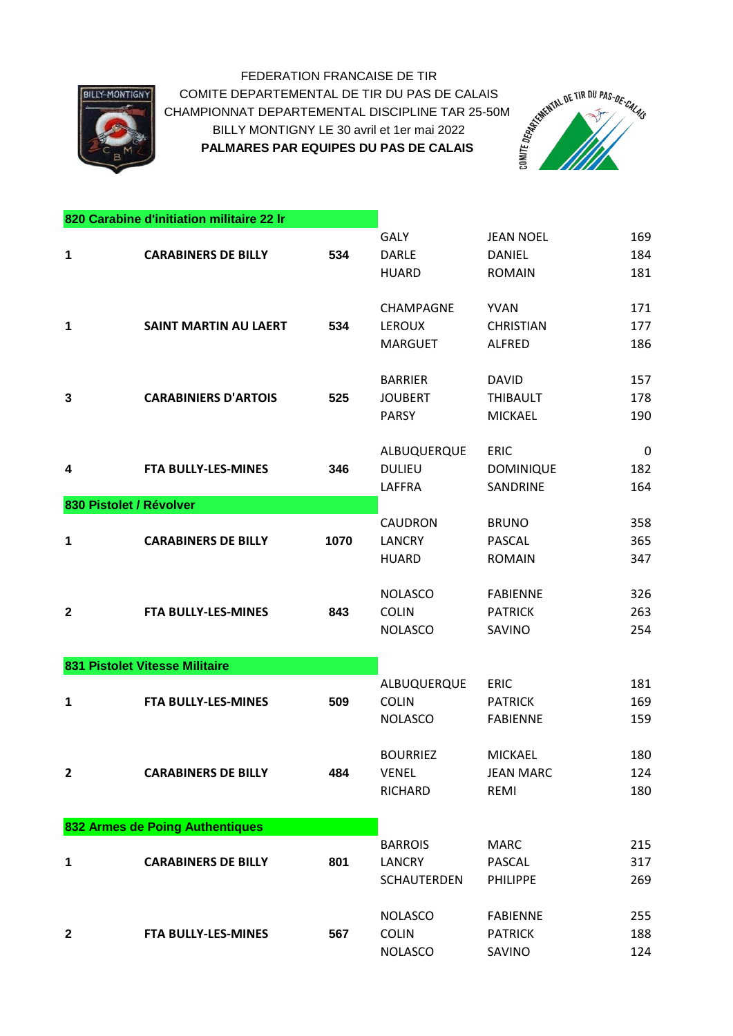FEDERATION FRANCAISE DE TIR
COMITE DEPARTEMENTAL DE TIR DU PAS DE CALAIS
CHAMPIONNAT DEPARTEMENTAL DISCIPLINE TAR 25-50M
BILLY MONTIGNY LE 30 avril et 1er mai 2022
**PALMARES PAR EQUIPES DU PAS DE CALAIS**

### 820 Carabine d'initiation militaire 22 lr

| | | | | | |
|---|---|---|---|---|---|
| | | | GALY | JEAN NOEL | 169 |
| **1** | **CARABINERS DE BILLY** | **534** | DARLE | DANIEL | 184 |
| | | | HUARD | ROMAIN | 181 |
| | | | CHAMPAGNE | YVAN | 171 |
| **1** | **SAINT MARTIN AU LAERT** | **534** | LEROUX | CHRISTIAN | 177 |
| | | | MARGUET | ALFRED | 186 |
| | | | BARRIER | DAVID | 157 |
| **3** | **CARABINIERS D'ARTOIS** | **525** | JOUBERT | THIBAULT | 178 |
| | | | PARSY | MICKAEL | 190 |
| | | | ALBUQUERQUE | ERIC | 0 |
| **4** | **FTA BULLY-LES-MINES** | **346** | DULIEU | DOMINIQUE | 182 |
| | | | LAFFRA | SANDRINE | 164 |

### 830 Pistolet / Révolver

| | | | | | |
|---|---|---|---|---|---|
| | | | CAUDRON | BRUNO | 358 |
| **1** | **CARABINERS DE BILLY** | **1070** | LANCRY | PASCAL | 365 |
| | | | HUARD | ROMAIN | 347 |
| | | | NOLASCO | FABIENNE | 326 |
| **2** | **FTA BULLY-LES-MINES** | **843** | COLIN | PATRICK | 263 |
| | | | NOLASCO | SAVINO | 254 |

### 831 Pistolet Vitesse Militaire

| | | | | | |
|---|---|---|---|---|---|
| | | | ALBUQUERQUE | ERIC | 181 |
| **1** | **FTA BULLY-LES-MINES** | **509** | COLIN | PATRICK | 169 |
| | | | NOLASCO | FABIENNE | 159 |
| | | | BOURRIEZ | MICKAEL | 180 |
| **2** | **CARABINERS DE BILLY** | **484** | VENEL | JEAN MARC | 124 |
| | | | RICHARD | REMI | 180 |

### 832 Armes de Poing Authentiques

| | | | | | |
|---|---|---|---|---|---|
| | | | BARROIS | MARC | 215 |
| **1** | **CARABINERS DE BILLY** | **801** | LANCRY | PASCAL | 317 |
| | | | SCHAUTERDEN | PHILIPPE | 269 |
| | | | NOLASCO | FABIENNE | 255 |
| **2** | **FTA BULLY-LES-MINES** | **567** | COLIN | PATRICK | 188 |
| | | | NOLASCO | SAVINO | 124 |